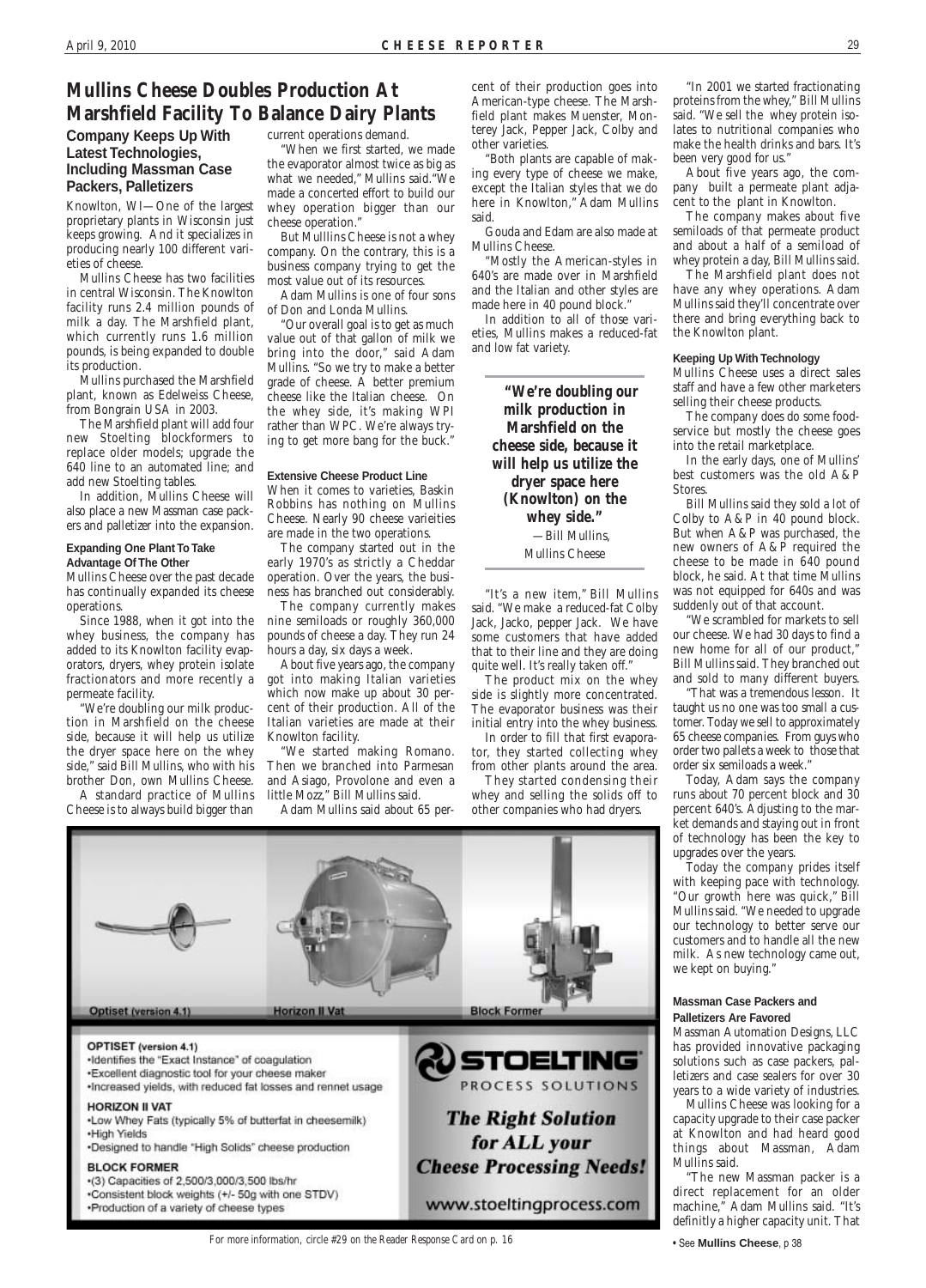# Mullins Cheese Doubles Production At Marshfield Facility To Balance Dairy Plants

## Company Keeps Up With Latest Technologies, Including Massman Case Packers, Palletizers

Knowlton, WI—One of the largest proprietary plants in Wisconsin just keeps growing. And it specializes in producing nearly 100 different varieties of cheese.

Mullins Cheese has two facilities in central Wisconsin. The Knowlton facility runs 2.4 million pounds of milk a day. The Marshfield plant, which currently runs 1.6 million pounds, is being expanded to double its production.

Mullins purchased the Marshfield plant, known as Edelweiss Cheese, from Bongrain USA in 2003.

The Marshfield plant will add four new Stoelting blockformers to replace older models; upgrade the 640 line to an automated line; and add new Stoelting tables.

In addition, Mullins Cheese will also place a new Massman case packers and palletizer into the expansion.

### Expanding One Plant To Take Advantage Of The Other

Mullins Cheese over the past decade has continually expanded its cheese operations.

Since 1988, when it got into the whey business, the company has added to its Knowlton facility evaporators, dryers, whey protein isolate fractionators and more recently a permeate facility.

"We're doubling our milk production in Marshfield on the cheese side, because it will help us utilize the dryer space here on the whey side," said Bill Mullins, who with his brother Don, own Mullins Cheese.

A standard practice of Mullins Cheese is to always build bigger than current operations demand.

"When we first started, we made the evaporator almost twice as big as what we needed," Mullins said."We made a concerted effort to build our whey operation bigger than our cheese operation."

But Mulllins Cheese is not a whey company. On the contrary, this is a business company trying to get the most value out of its resources.

Adam Mullins is one of four sons of Don and Londa Mullins.

"Our overall goal is to get as much value out of that gallon of milk we bring into the door," said Adam Mullins. "So we try to make a better grade of cheese. A better premium cheese like the Italian cheese. On the whey side, it's making WPI rather than WPC. We're always trying to get more bang for the buck."

### Extensive Cheese Product Line

When it comes to varieties, Baskin Robbins has nothing on Mullins Cheese. Nearly 90 cheese varieities are made in the two operations.

The company started out in the early 1970's as strictly a Cheddar operation. Over the years, the business has branched out considerably.

The company currently makes nine semiloads or roughly 360,000 pounds of cheese a day. They run 24 hours a day, six days a week.

About five years ago, the company got into making Italian varieties which now make up about 30 percent of their production. All of the Italian varieties are made at their Knowlton facility.

"We started making Romano. Then we branched into Parmesan and Asiago, Provolone and even a little Mozz," Bill Mullins said.

Adam Mullins said about 65 percent of their production goes into American-type cheese. The Marshfield plant makes Muenster, Monterey Jack, Pepper Jack, Colby and other varieties.

"Both plants are capable of making every type of cheese we make, except the Italian styles that we do here in Knowlton," Adam Mullins said.

Gouda and Edam are also made at Mullins Cheese.

"Mostly the American-styles in 640's are made over in Marshfield and the Italian and other styles are made here in 40 pound block."

In addition to all of those varieties, Mullins makes a reduced-fat and low fat variety.

> **"We're doubling our milk production in Marshfield on the cheese side, because it will help us utilize the dryer space here (Knowlton) on the whey side."**
> —Bill Mullins, Mullins Cheese

"It's a new item," Bill Mullins said. "We make a reduced-fat Colby Jack, Jacko, pepper Jack. We have some customers that have added that to their line and they are doing quite well. It's really taken off."

The product mix on the whey side is slightly more concentrated. The evaporator business was their initial entry into the whey business.

In order to fill that first evaporator, they started collecting whey from other plants around the area.

They started condensing their whey and selling the solids off to other companies who had dryers.

"In 2001 we started fractionating proteins from the whey," Bill Mullins said. "We sell the whey protein isolates to nutritional companies who make the health drinks and bars. It's been very good for us."

About five years ago, the company built a permeate plant adjacent to the plant in Knowlton.

The company makes about five semiloads of that permeate product and about a half of a semiload of whey protein a day, Bill Mullins said.

The Marshfield plant does not have any whey operations. Adam Mullins said they'll concentrate over there and bring everything back to the Knowlton plant.

### Keeping Up With Technology

Mullins Cheese uses a direct sales staff and have a few other marketers selling their cheese products.

The company does do some foodservice but mostly the cheese goes into the retail marketplace.

In the early days, one of Mullins' best customers was the old A&P Stores.

Bill Mullins said they sold a lot of Colby to A&P in 40 pound block. But when A&P was purchased, the new owners of A&P required the cheese to be made in 640 pound block, he said. At that time Mullins was not equipped for 640s and was suddenly out of that account.

"We scrambled for markets to sell our cheese. We had 30 days to find a new home for all of our product," Bill Mullins said. They branched out and sold to many different buyers.

"That was a tremendous lesson. It taught us no one was too small a customer. Today we sell to approximately 65 cheese companies. From guys who order two pallets a week to those that order six semiloads a week."

Today, Adam says the company runs about 70 percent block and 30 percent 640's. Adjusting to the market demands and staying out in front of technology has been the key to upgrades over the years.

Today the company prides itself with keeping pace with technology. "Our growth here was quick," Bill Mullins said. "We needed to upgrade our technology to better serve our customers and to handle all the new milk. As new technology came out, we kept on buying."

### Massman Case Packers and Palletizers Are Favored

Massman Automation Designs, LLC has provided innovative packaging solutions such as case packers, palletizers and case sealers for over 30 years to a wide variety of industries.

Mullins Cheese was looking for a capacity upgrade to their case packer at Knowlton and had heard good things about Massman, Adam Mullins said.

"The new Massman packer is a direct replacement for an older machine," Adam Mullins said. "It's definitely a higher capacity unit. That

• See **Mullins Cheese**, p 38

---

Optiset (version 4.1) | Horizon II Vat | Block Former

**OPTISET (version 4.1)**
- Identifies the "Exact Instance" of coagulation
- Excellent diagnostic tool for your cheese maker
- Increased yields, with reduced fat losses and rennet usage

**HORIZON II VAT**
- Low Whey Fats (typically 5% of butterfat in cheesemilk)
- High Yields
- Designed to handle "High Solids" cheese production

**BLOCK FORMER**
- (3) Capacities of 2,500/3,000/3,500 lbs/hr
- Consistent block weights (+/- 50g with one STDV)
- Production of a variety of cheese types

**STOELTING** PROCESS SOLUTIONS

*The Right Solution for ALL your Cheese Processing Needs!*

www.stoeltingprocess.com

For more information, circle #29 on the Reader Response Card on p. 16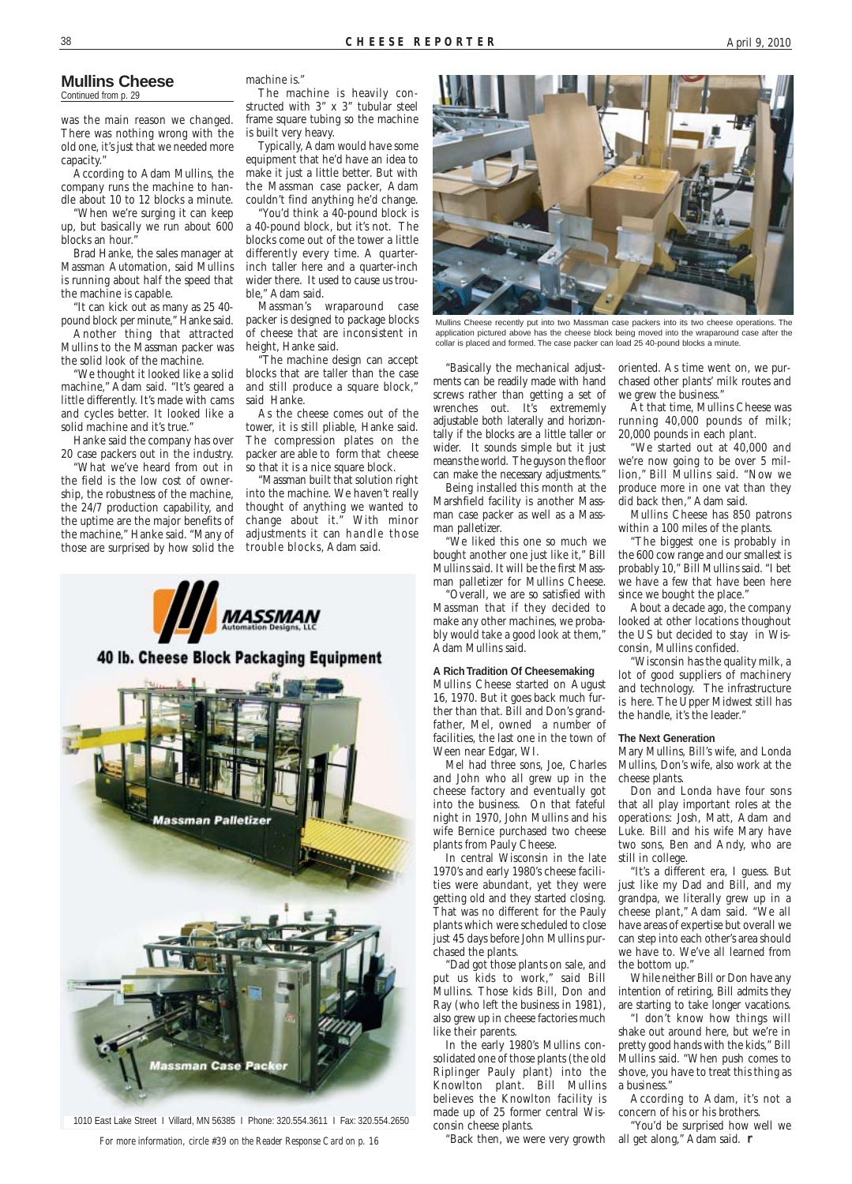## Mullins Cheese

Continued from p. 29

was the main reason we changed. There was nothing wrong with the old one, it's just that we needed more capacity."

According to Adam Mullins, the company runs the machine to handle about 10 to 12 blocks a minute.

"When we're surging it can keep up, but basically we run about 600 blocks an hour."

Brad Hanke, the sales manager at Massman Automation, said Mullins is running about half the speed that the machine is capable.

"It can kick out as many as 25 40-pound block per minute," Hanke said.

Another thing that attracted Mullins to the Massman packer was the solid look of the machine.

"We thought it looked like a solid machine," Adam said. "It's geared a little differently. It's made with cams and cycles better. It looked like a solid machine and it's true."

Hanke said the company has over 20 case packers out in the industry.

"What we've heard from out in the field is the low cost of ownership, the robustness of the machine, the 24/7 production capability, and the uptime are the major benefits of the machine," Hanke said. "Many of those are surprised by how solid the machine is."

The machine is heavily constructed with 3" x 3" tubular steel frame square tubing so the machine is built very heavy.

Typically, Adam would have some equipment that he'd have an idea to make it just a little better. But with the Massman case packer, Adam couldn't find anything he'd change.

"You'd think a 40-pound block is a 40-pound block, but it's not. The blocks come out of the tower a little differently every time. A quarter-inch taller here and a quarter-inch wider there. It used to cause us trouble," Adam said.

Massman's wraparound case packer is designed to package blocks of cheese that are inconsistent in height, Hanke said.

"The machine design can accept blocks that are taller than the case and still produce a square block," said Hanke.

As the cheese comes out of the tower, it is still pliable, Hanke said. The compression plates on the packer are able to form that cheese so that it is a nice square block.

"Massman built that solution right into the machine. We haven't really thought of anything we wanted to change about it." With minor adjustments it can handle those trouble blocks, Adam said.

Mullins Cheese recently put into two Massman case packers into its two cheese operations. The application pictured above has the cheese block being moved into the wraparound case after the collar is placed and formed. The case packer can load 25 40-pound blocks a minute.

"Basically the mechanical adjustments can be readily made with hand screws rather than getting a set of wrenches out. It's extrememly adjustable both laterally and horizontally if the blocks are a little taller or wider. It sounds simple but it just means the world. The guys on the floor can make the necessary adjustments."

Being installed this month at the Marshfield facility is another Massman case packer as well as a Massman palletizer.

"We liked this one so much we bought another one just like it," Bill Mullins said. It will be the first Massman palletizer for Mullins Cheese.

"Overall, we are so satisfied with Massman that if they decided to make any other machines, we probably would take a good look at them," Adam Mullins said.

### A Rich Tradition Of Cheesemaking

Mullins Cheese started on August 16, 1970. But it goes back much further than that. Bill and Don's grandfather, Mel, owned a number of facilities, the last one in the town of Ween near Edgar, WI.

Mel had three sons, Joe, Charles and John who all grew up in the cheese factory and eventually got into the business. On that fateful night in 1970, John Mullins and his wife Bernice purchased two cheese plants from Pauly Cheese.

In central Wisconsin in the late 1970's and early 1980's cheese facilities were abundant, yet they were getting old and they started closing. That was no different for the Pauly plants which were scheduled to close just 45 days before John Mullins purchased the plants.

"Dad got those plants on sale, and put us kids to work," said Bill Mullins. Those kids Bill, Don and Ray (who left the business in 1981), also grew up in cheese factories much like their parents.

In the early 1980's Mullins consolidated one of those plants (the old Riplinger Pauly plant) into the Knowlton plant. Bill Mullins believes the Knowlton facility is made up of 25 former central Wisconsin cheese plants.

"Back then, we were very growth oriented. As time went on, we purchased other plants' milk routes and we grew the business."

At that time, Mullins Cheese was running 40,000 pounds of milk; 20,000 pounds in each plant.

"We started out at 40,000 and we're now going to be over 5 million," Bill Mullins said. "Now we produce more in one vat than they did back then," Adam said.

Mullins Cheese has 850 patrons within a 100 miles of the plants.

"The biggest one is probably in the 600 cow range and our smallest is probably 10," Bill Mullins said. "I bet we have a few that have been here since we bought the place."

About a decade ago, the company looked at other locations thoughout the US but decided to stay in Wisconsin, Mullins confided.

"Wisconsin has the quality milk, a lot of good suppliers of machinery and technology. The infrastructure is here. The Upper Midwest still has the handle, it's the leader."

### The Next Generation

Mary Mullins, Bill's wife, and Londa Mullins, Don's wife, also work at the cheese plants.

Don and Londa have four sons that all play important roles at the operations: Josh, Matt, Adam and Luke. Bill and his wife Mary have two sons, Ben and Andy, who are still in college.

"It's a different era, I guess. But just like my Dad and Bill, and my grandpa, we literally grew up in a cheese plant," Adam said. "We all have areas of expertise but overall we can step into each other's area should we have to. We've all learned from the bottom up."

While neither Bill or Don have any intention of retiring, Bill admits they are starting to take longer vacations.

"I don't know how things will shake out around here, but we're in pretty good hands with the kids," Bill Mullins said. "When push comes to shove, you have to treat this thing as a business."

According to Adam, it's not a concern of his or his brothers.

"You'd be surprised how well we all get along," Adam said.

---

MASSMAN Automation Designs, LLC

40 lb. Cheese Block Packaging Equipment

Massman Palletizer

Massman Case Packer

1010 East Lake Street | Villard, MN 56385 | Phone: 320.554.3611 | Fax: 320.554.2650

For more information, circle #39 on the Reader Response Card on p. 16